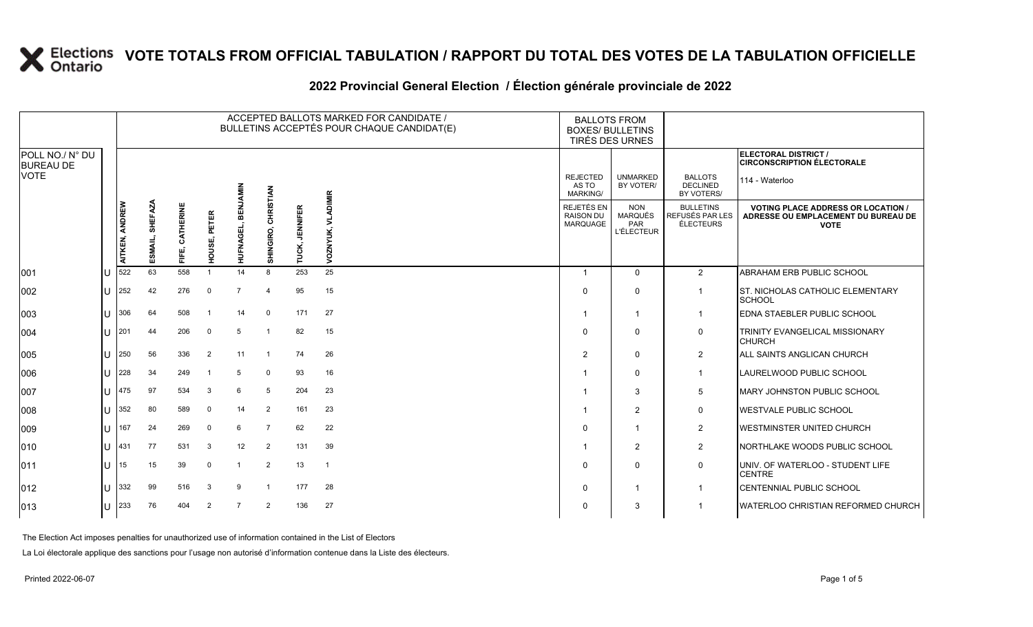# VOTE TOTALS FROM OFFICIAL TABULATION / RAPPORT DU TOTAL DES VOTES DE LA TABULATION OFFICIELLE

## 2022 Provincial General Election / Élection générale provinciale de 2022

| POLL NO./ N° DU BUREAU DE VOTE | | ACCEPTED BALLOTS MARKED FOR CANDIDATE / BULLETINS ACCEPTÉS POUR CHAQUE CANDIDAT(E) | | | | | | | | BALLOTS FROM BOXES/ BULLETINS TIRÉS DES URNES | | | ELECTORAL DISTRICT / CIRCONSCRIPTION ÉLECTORALE 114 - Waterloo |
|---|---|---|---|---|---|---|---|---|---|---|---|---|---|
| | | AITKEN, ANDREW | ESMAIL, SHEFAZA | FIFE, CATHERINE | HOUSE, PETER | HUFNAGEL, BENJAMIN | SHINGIRO, CHRISTIAN | TUCK, JENNIFER | VOZNYUK, VLADIMIR | REJECTED AS TO MARKING/ REJETÉS EN RAISON DU MARQUAGE | UNMARKED BY VOTER/ NON MARQUÉS PAR L'ÉLECTEUR | BALLOTS DECLINED BY VOTERS/ BULLETINS REFUSÉS PAR LES ÉLECTEURS | VOTING PLACE ADDRESS OR LOCATION / ADRESSE OU EMPLACEMENT DU BUREAU DE VOTE |
| 001 | U | 522 | 63 | 558 | 1 | 14 | 8 | 253 | 25 | 1 | 0 | 2 | ABRAHAM ERB PUBLIC SCHOOL |
| 002 | U | 252 | 42 | 276 | 0 | 7 | 4 | 95 | 15 | 0 | 0 | 1 | ST. NICHOLAS CATHOLIC ELEMENTARY SCHOOL |
| 003 | U | 306 | 64 | 508 | 1 | 14 | 0 | 171 | 27 | 1 | 1 | 1 | EDNA STAEBLER PUBLIC SCHOOL |
| 004 | U | 201 | 44 | 206 | 0 | 5 | 1 | 82 | 15 | 0 | 0 | 0 | TRINITY EVANGELICAL MISSIONARY CHURCH |
| 005 | U | 250 | 56 | 336 | 2 | 11 | 1 | 74 | 26 | 2 | 0 | 2 | ALL SAINTS ANGLICAN CHURCH |
| 006 | U | 228 | 34 | 249 | 1 | 5 | 0 | 93 | 16 | 1 | 0 | 1 | LAURELWOOD PUBLIC SCHOOL |
| 007 | U | 475 | 97 | 534 | 3 | 6 | 5 | 204 | 23 | 1 | 3 | 5 | MARY JOHNSTON PUBLIC SCHOOL |
| 008 | U | 352 | 80 | 589 | 0 | 14 | 2 | 161 | 23 | 1 | 2 | 0 | WESTVALE PUBLIC SCHOOL |
| 009 | U | 167 | 24 | 269 | 0 | 6 | 7 | 62 | 22 | 0 | 1 | 2 | WESTMINSTER UNITED CHURCH |
| 010 | U | 431 | 77 | 531 | 3 | 12 | 2 | 131 | 39 | 1 | 2 | 2 | NORTHLAKE WOODS PUBLIC SCHOOL |
| 011 | U | 15 | 15 | 39 | 0 | 1 | 2 | 13 | 1 | 0 | 0 | 0 | UNIV. OF WATERLOO - STUDENT LIFE CENTRE |
| 012 | U | 332 | 99 | 516 | 3 | 9 | 1 | 177 | 28 | 0 | 1 | 1 | CENTENNIAL PUBLIC SCHOOL |
| 013 | U | 233 | 76 | 404 | 2 | 7 | 2 | 136 | 27 | 0 | 3 | 1 | WATERLOO CHRISTIAN REFORMED CHURCH |

The Election Act imposes penalties for unauthorized use of information contained in the List of Electors

La Loi électorale applique des sanctions pour l'usage non autorisé d'information contenue dans la Liste des électeurs.

Printed 2022-06-07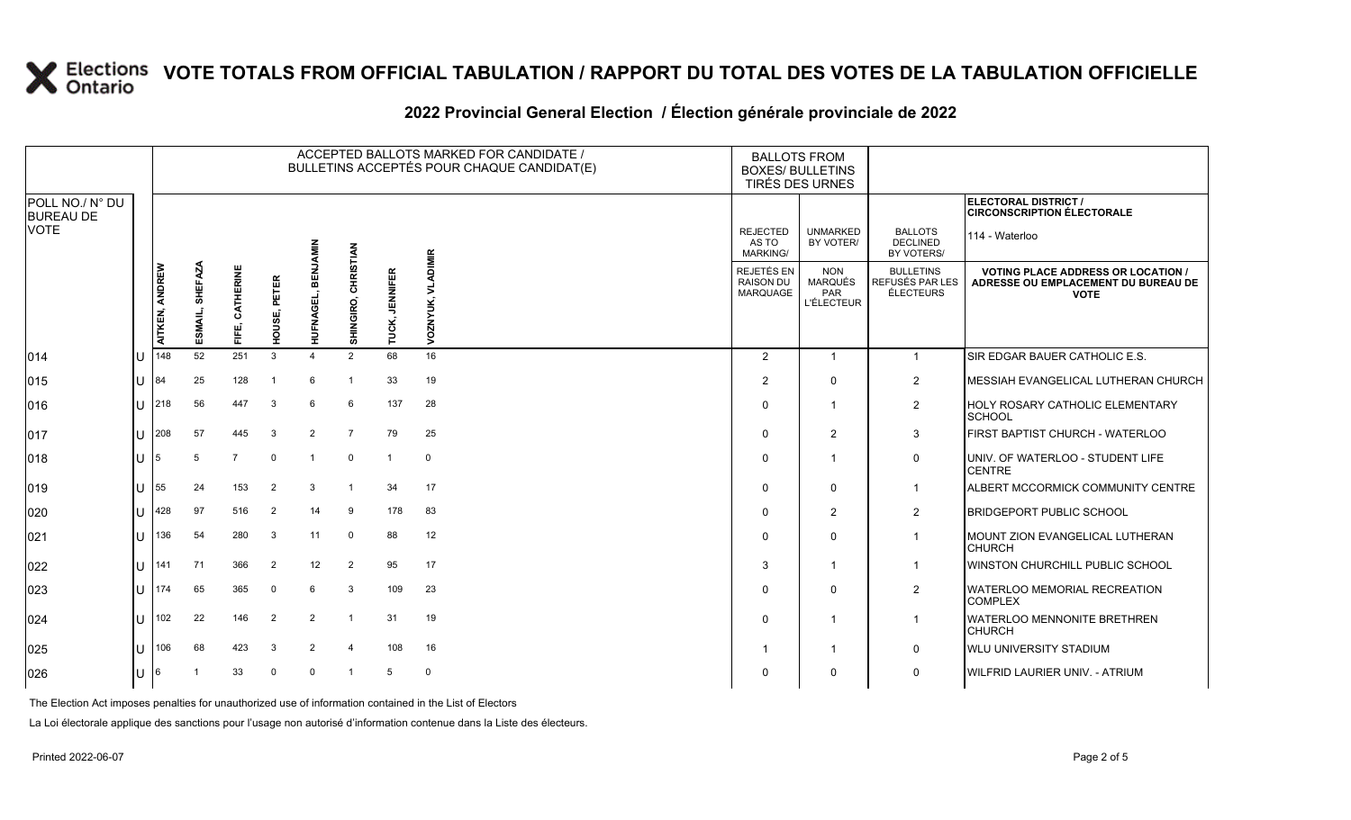# VOTE TOTALS FROM OFFICIAL TABULATION / RAPPORT DU TOTAL DES VOTES DE LA TABULATION OFFICIELLE

## 2022 Provincial General Election / Élection générale provinciale de 2022

| POLL NO./ N° DU BUREAU DE VOTE | | ACCEPTED BALLOTS MARKED FOR CANDIDATE / BULLETINS ACCEPTÉS POUR CHAQUE CANDIDAT(E) | | | | | | | | BALLOTS FROM BOXES/ BULLETINS TIRÉS DES URNES | | | ELECTORAL DISTRICT / CIRCONSCRIPTION ÉLECTORALE 114 - Waterloo |
|---|---|---|---|---|---|---|---|---|---|---|---|---|---|
| | | AITKEN, ANDREW | ESMAIL, SHEFAZA | FIFE, CATHERINE | HOUSE, PETER | HUFNAGEL, BENJAMIN | SHINGIRO, CHRISTIAN | TUCK, JENNIFER | VOZNYUK, VLADIMIR | REJECTED AS TO MARKING/ REJETÉS EN RAISON DU MARQUAGE | UNMARKED BY VOTER/ NON MARQUÉS PAR L'ÉLECTEUR | BALLOTS DECLINED BY VOTERS/ BULLETINS REFUSÉS PAR LES ÉLECTEURS | VOTING PLACE ADDRESS OR LOCATION / ADRESSE OU EMPLACEMENT DU BUREAU DE VOTE |
| 014 | U | 148 | 52 | 251 | 3 | 4 | 2 | 68 | 16 | 2 | 1 | 1 | SIR EDGAR BAUER CATHOLIC E.S. |
| 015 | U | 84 | 25 | 128 | 1 | 6 | 1 | 33 | 19 | 2 | 0 | 2 | MESSIAH EVANGELICAL LUTHERAN CHURCH |
| 016 | U | 218 | 56 | 447 | 3 | 6 | 6 | 137 | 28 | 0 | 1 | 2 | HOLY ROSARY CATHOLIC ELEMENTARY SCHOOL |
| 017 | U | 208 | 57 | 445 | 3 | 2 | 7 | 79 | 25 | 0 | 2 | 3 | FIRST BAPTIST CHURCH - WATERLOO |
| 018 | U | 5 | 5 | 7 | 0 | 1 | 0 | 1 | 0 | 0 | 1 | 0 | UNIV. OF WATERLOO - STUDENT LIFE CENTRE |
| 019 | U | 55 | 24 | 153 | 2 | 3 | 1 | 34 | 17 | 0 | 0 | 1 | ALBERT MCCORMICK COMMUNITY CENTRE |
| 020 | U | 428 | 97 | 516 | 2 | 14 | 9 | 178 | 83 | 0 | 2 | 2 | BRIDGEPORT PUBLIC SCHOOL |
| 021 | U | 136 | 54 | 280 | 3 | 11 | 0 | 88 | 12 | 0 | 0 | 1 | MOUNT ZION EVANGELICAL LUTHERAN CHURCH |
| 022 | U | 141 | 71 | 366 | 2 | 12 | 2 | 95 | 17 | 3 | 1 | 1 | WINSTON CHURCHILL PUBLIC SCHOOL |
| 023 | U | 174 | 65 | 365 | 0 | 6 | 3 | 109 | 23 | 0 | 0 | 2 | WATERLOO MEMORIAL RECREATION COMPLEX |
| 024 | U | 102 | 22 | 146 | 2 | 2 | 1 | 31 | 19 | 0 | 1 | 1 | WATERLOO MENNONITE BRETHREN CHURCH |
| 025 | U | 106 | 68 | 423 | 3 | 2 | 4 | 108 | 16 | 1 | 1 | 0 | WLU UNIVERSITY STADIUM |
| 026 | U | 6 | 1 | 33 | 0 | 0 | 1 | 5 | 0 | 0 | 0 | 0 | WILFRID LAURIER UNIV. - ATRIUM |

The Election Act imposes penalties for unauthorized use of information contained in the List of Electors

La Loi électorale applique des sanctions pour l'usage non autorisé d'information contenue dans la Liste des électeurs.

Printed 2022-06-07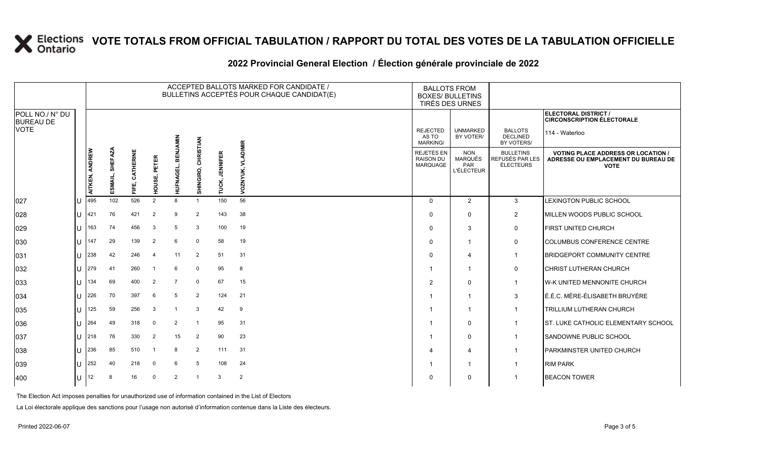# VOTE TOTALS FROM OFFICIAL TABULATION / RAPPORT DU TOTAL DES VOTES DE LA TABULATION OFFICIELLE

## 2022 Provincial General Election / Élection générale provinciale de 2022

ELECTORAL DISTRICT / CIRCONSCRIPTION ÉLECTORALE: 114 - Waterloo

| POLL NO./ N° DU BUREAU DE VOTE | | ACCEPTED BALLOTS MARKED FOR CANDIDATE / BULLETINS ACCEPTÉS POUR CHAQUE CANDIDAT(E) | | | | | | | | BALLOTS FROM BOXES/ BULLETINS TIRÉS DES URNES | | | |
|---|---|---|---|---|---|---|---|---|---|---|---|---|---|
| | | AITKEN, ANDREW | ESMAIL, SHEFAZA | FIFE, CATHERINE | HOUSE, PETER | HUFNAGEL, BENJAMIN | SHINGIRO, CHRISTIAN | TUCK, JENNIFER | VOZNYUK, VLADIMIR | REJECTED AS TO MARKING/ REJETÉS EN RAISON DU MARQUAGE | UNMARKED BY VOTER/ NON MARQUÉS PAR L'ÉLECTEUR | BALLOTS DECLINED BY VOTERS/ BULLETINS REFUSÉS PAR LES ÉLECTEURS | VOTING PLACE ADDRESS OR LOCATION / ADRESSE OU EMPLACEMENT DU BUREAU DE VOTE |
| 027 | U | 495 | 102 | 526 | 2 | 8 | 1 | 150 | 56 | 0 | 2 | 3 | LEXINGTON PUBLIC SCHOOL |
| 028 | U | 421 | 76 | 421 | 2 | 9 | 2 | 143 | 38 | 0 | 0 | 2 | MILLEN WOODS PUBLIC SCHOOL |
| 029 | U | 163 | 74 | 456 | 3 | 5 | 3 | 100 | 19 | 0 | 3 | 0 | FIRST UNITED CHURCH |
| 030 | U | 147 | 29 | 139 | 2 | 6 | 0 | 58 | 19 | 0 | 1 | 0 | COLUMBUS CONFERENCE CENTRE |
| 031 | U | 238 | 42 | 246 | 4 | 11 | 2 | 51 | 31 | 0 | 4 | 1 | BRIDGEPORT COMMUNITY CENTRE |
| 032 | U | 279 | 41 | 260 | 1 | 6 | 0 | 95 | 8 | 1 | 1 | 0 | CHRIST LUTHERAN CHURCH |
| 033 | U | 134 | 69 | 400 | 2 | 7 | 0 | 67 | 15 | 2 | 0 | 1 | W-K UNITED MENNONITE CHURCH |
| 034 | U | 226 | 70 | 397 | 6 | 5 | 2 | 124 | 21 | 1 | 1 | 3 | É.É.C. MÈRE-ÉLISABETH BRUYÈRE |
| 035 | U | 125 | 59 | 256 | 3 | 1 | 3 | 42 | 9 | 1 | 1 | 1 | TRILLIUM LUTHERAN CHURCH |
| 036 | U | 264 | 49 | 318 | 0 | 2 | 1 | 95 | 31 | 1 | 0 | 1 | ST. LUKE CATHOLIC ELEMENTARY SCHOOL |
| 037 | U | 218 | 76 | 330 | 2 | 15 | 2 | 90 | 23 | 1 | 0 | 1 | SANDOWNE PUBLIC SCHOOL |
| 038 | U | 236 | 85 | 510 | 1 | 8 | 2 | 111 | 31 | 4 | 4 | 1 | PARKMINSTER UNITED CHURCH |
| 039 | U | 252 | 40 | 218 | 0 | 6 | 5 | 108 | 24 | 1 | 1 | 1 | RIM PARK |
| 400 | U | 12 | 8 | 16 | 0 | 2 | 1 | 3 | 2 | 0 | 0 | 1 | BEACON TOWER |

The Election Act imposes penalties for unauthorized use of information contained in the List of Electors

La Loi électorale applique des sanctions pour l'usage non autorisé d'information contenue dans la Liste des électeurs.

Printed 2022-06-07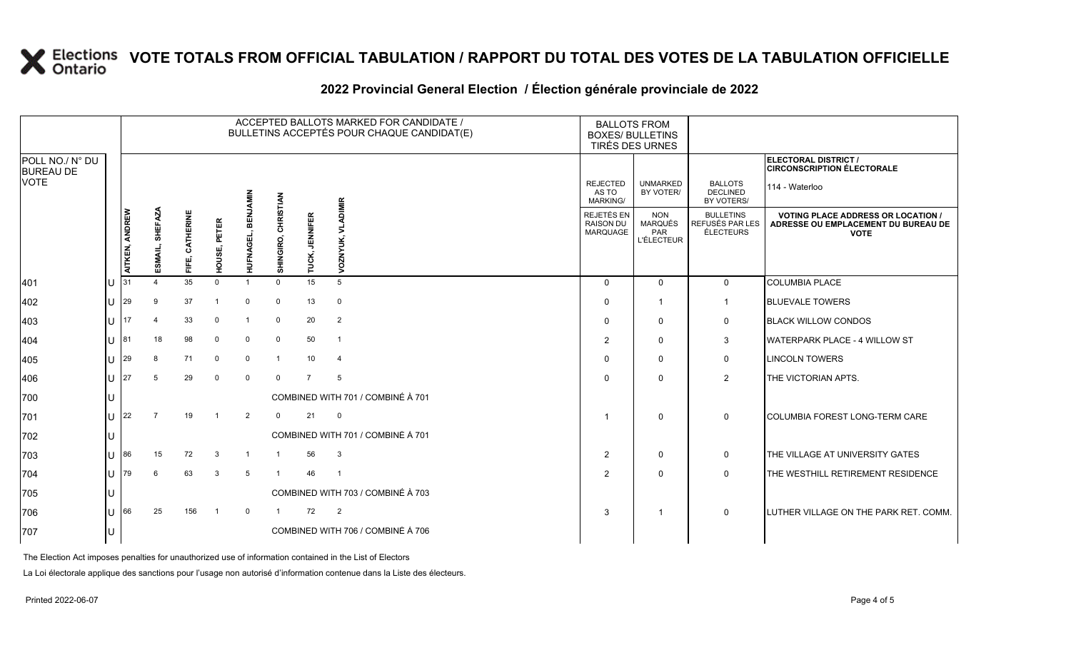# VOTE TOTALS FROM OFFICIAL TABULATION / RAPPORT DU TOTAL DES VOTES DE LA TABULATION OFFICIELLE

## 2022 Provincial General Election / Élection générale provinciale de 2022

ELECTORAL DISTRICT / CIRCONSCRIPTION ÉLECTORALE: 114 - Waterloo

| POLL NO./ N° DU BUREAU DE VOTE | | AITKEN, ANDREW | ESMAIL, SHEFAZA | FIFE, CATHERINE | HOUSE, PETER | HUFNAGEL, BENJAMIN | SHINGIRO, CHRISTIAN | TUCK, JENNIFER | VOZNYUK, VLADIMIR | REJECTED AS TO MARKING/ REJETÉS EN RAISON DU MARQUAGE | UNMARKED BY VOTER/ NON MARQUÉS PAR L'ÉLECTEUR | BALLOTS DECLINED BY VOTERS/ BULLETINS REFUSÉS PAR LES ÉLECTEURS | VOTING PLACE ADDRESS OR LOCATION / ADRESSE OU EMPLACEMENT DU BUREAU DE VOTE |
|---|---|---|---|---|---|---|---|---|---|---|---|---|---|
| 401 | U | 31 | 4 | 35 | 0 | 1 | 0 | 15 | 5 | 0 | 0 | 0 | COLUMBIA PLACE |
| 402 | U | 29 | 9 | 37 | 1 | 0 | 0 | 13 | 0 | 0 | 1 | 1 | BLUEVALE TOWERS |
| 403 | U | 17 | 4 | 33 | 0 | 1 | 0 | 20 | 2 | 0 | 0 | 0 | BLACK WILLOW CONDOS |
| 404 | U | 81 | 18 | 98 | 0 | 0 | 0 | 50 | 1 | 2 | 0 | 3 | WATERPARK PLACE - 4 WILLOW ST |
| 405 | U | 29 | 8 | 71 | 0 | 0 | 1 | 10 | 4 | 0 | 0 | 0 | LINCOLN TOWERS |
| 406 | U | 27 | 5 | 29 | 0 | 0 | 0 | 7 | 5 | 0 | 0 | 2 | THE VICTORIAN APTS. |
| 700 | U | COMBINED WITH 701 / COMBINÉ À 701 | | | | | | | | | | | |
| 701 | U | 22 | 7 | 19 | 1 | 2 | 0 | 21 | 0 | 1 | 0 | 0 | COLUMBIA FOREST LONG-TERM CARE |
| 702 | U | COMBINED WITH 701 / COMBINÉ À 701 | | | | | | | | | | | |
| 703 | U | 86 | 15 | 72 | 3 | 1 | 1 | 56 | 3 | 2 | 0 | 0 | THE VILLAGE AT UNIVERSITY GATES |
| 704 | U | 79 | 6 | 63 | 3 | 5 | 1 | 46 | 1 | 2 | 0 | 0 | THE WESTHILL RETIREMENT RESIDENCE |
| 705 | U | COMBINED WITH 703 / COMBINÉ À 703 | | | | | | | | | | | |
| 706 | U | 66 | 25 | 156 | 1 | 0 | 1 | 72 | 2 | 3 | 1 | 0 | LUTHER VILLAGE ON THE PARK RET. COMM. |
| 707 | U | COMBINED WITH 706 / COMBINÉ À 706 | | | | | | | | | | | |

The Election Act imposes penalties for unauthorized use of information contained in the List of Electors

La Loi électorale applique des sanctions pour l'usage non autorisé d'information contenue dans la Liste des électeurs.

Printed 2022-06-07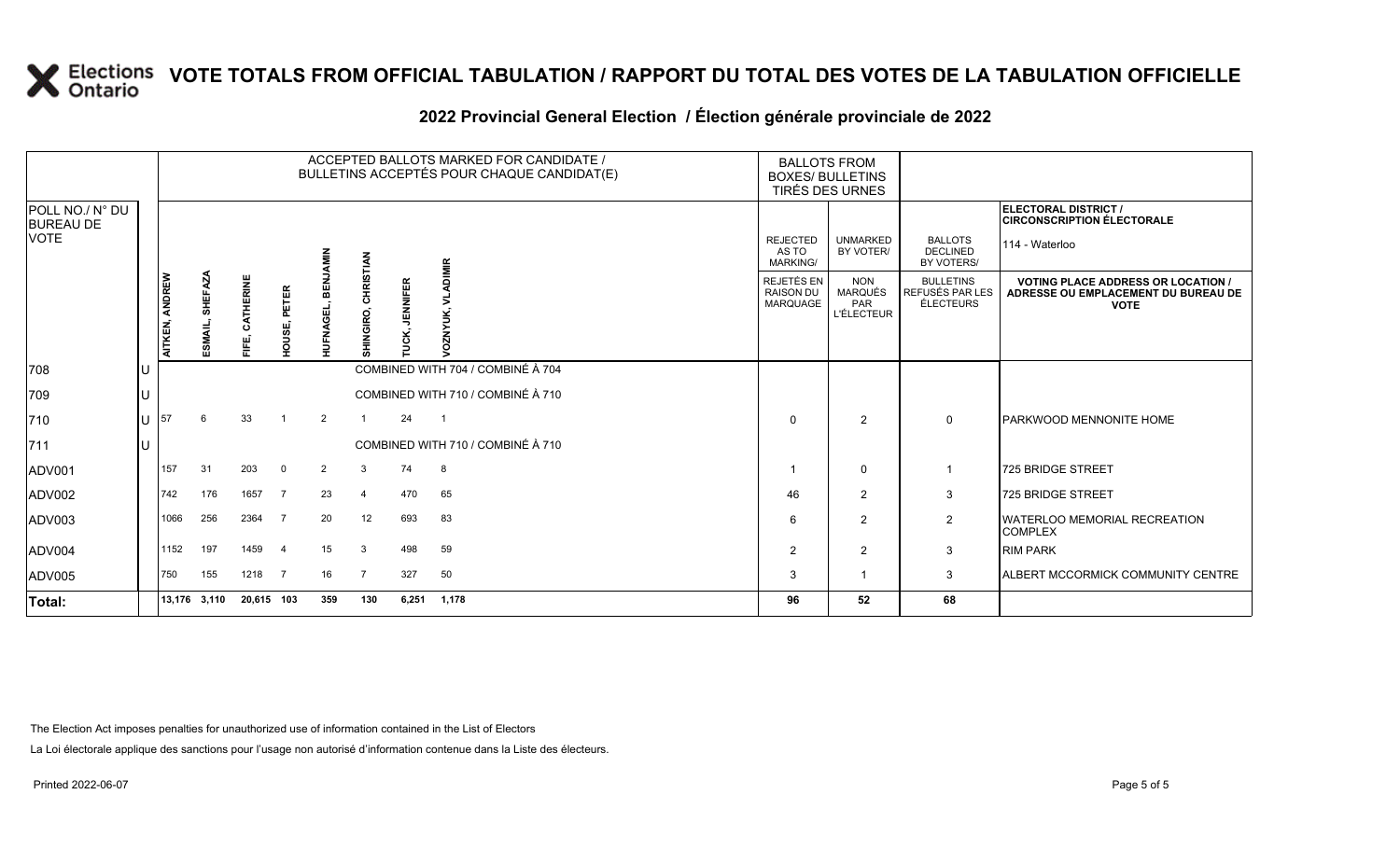# VOTE TOTALS FROM OFFICIAL TABULATION / RAPPORT DU TOTAL DES VOTES DE LA TABULATION OFFICIELLE

## 2022 Provincial General Election / Élection générale provinciale de 2022

| POLL NO./ N° DU BUREAU DE VOTE | | AITKEN, ANDREW | ESMAIL, SHEFAZA | FIFE, CATHERINE | HOUSE, PETER | HUFNAGEL, BENJAMIN | SHINGIRO, CHRISTIAN | TUCK, JENNIFER | VOZNYUK, VLADIMIR | REJECTED AS TO MARKING/ REJETÉS EN RAISON DU MARQUAGE | UNMARKED BY VOTER/ NON MARQUÉS PAR L'ÉLECTEUR | BALLOTS DECLINED BY VOTERS/ BULLETINS REFUSÉS PAR LES ÉLECTEURS | ELECTORAL DISTRICT / CIRCONSCRIPTION ÉLECTORALE: 114 - Waterloo — VOTING PLACE ADDRESS OR LOCATION / ADRESSE OU EMPLACEMENT DU BUREAU DE VOTE |
|---|---|---|---|---|---|---|---|---|---|---|---|---|---|
| 708 | U | COMBINED WITH 704 / COMBINÉ À 704 | | | | | | | | | | | |
| 709 | U | COMBINED WITH 710 / COMBINÉ À 710 | | | | | | | | | | | |
| 710 | U | 57 | 6 | 33 | 1 | 2 | 1 | 24 | 1 | 0 | 2 | 0 | PARKWOOD MENNONITE HOME |
| 711 | U | COMBINED WITH 710 / COMBINÉ À 710 | | | | | | | | | | | |
| ADV001 | | 157 | 31 | 203 | 0 | 2 | 3 | 74 | 8 | 1 | 0 | 1 | 725 BRIDGE STREET |
| ADV002 | | 742 | 176 | 1657 | 7 | 23 | 4 | 470 | 65 | 46 | 2 | 3 | 725 BRIDGE STREET |
| ADV003 | | 1066 | 256 | 2364 | 7 | 20 | 12 | 693 | 83 | 6 | 2 | 2 | WATERLOO MEMORIAL RECREATION COMPLEX |
| ADV004 | | 1152 | 197 | 1459 | 4 | 15 | 3 | 498 | 59 | 2 | 2 | 3 | RIM PARK |
| ADV005 | | 750 | 155 | 1218 | 7 | 16 | 7 | 327 | 50 | 3 | 1 | 3 | ALBERT MCCORMICK COMMUNITY CENTRE |
| **Total:** | | 13,176 | 3,110 | 20,615 | 103 | 359 | 130 | 6,251 | 1,178 | 96 | 52 | 68 | |

The Election Act imposes penalties for unauthorized use of information contained in the List of Electors

La Loi électorale applique des sanctions pour l'usage non autorisé d'information contenue dans la Liste des électeurs.

Printed 2022-06-07